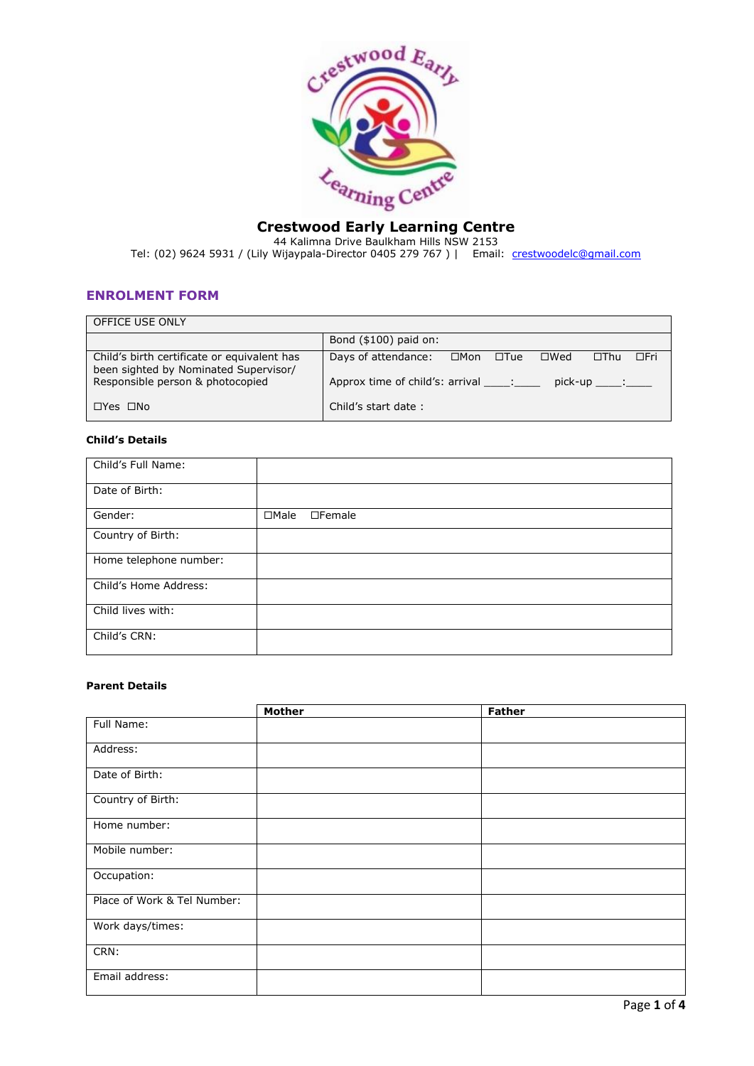# Crestwood Early Learning Centre

44 Kalimna Drive Baulkham Hills NSW 2153

Tel: (02) 9624 5931 / (Lily Wijaypala-Director 0405 279 767 ) | Email: crestwoodelc@gmail.com

## ENROLMENT FORM

| OFFICE USE ONLY | |
|---|---|
| | Bond ($100) paid on: |
| Child's birth certificate or equivalent has been sighted by Nominated Supervisor/ Responsible person & photocopied<br><br>☐Yes ☐No | Days of attendance: ☐Mon ☐Tue ☐Wed ☐Thu ☐Fri<br><br>Approx time of child's: arrival \_\_\_\_:\_\_\_\_ pick-up \_\_\_\_:\_\_\_\_<br><br>Child's start date : |

### Child's Details

| | |
|---|---|
| Child's Full Name: | |
| Date of Birth: | |
| Gender: | ☐Male ☐Female |
| Country of Birth: | |
| Home telephone number: | |
| Child's Home Address: | |
| Child lives with: | |
| Child's CRN: | |

### Parent Details

| | Mother | Father |
|---|---|---|
| Full Name: | | |
| Address: | | |
| Date of Birth: | | |
| Country of Birth: | | |
| Home number: | | |
| Mobile number: | | |
| Occupation: | | |
| Place of Work & Tel Number: | | |
| Work days/times: | | |
| CRN: | | |
| Email address: | | |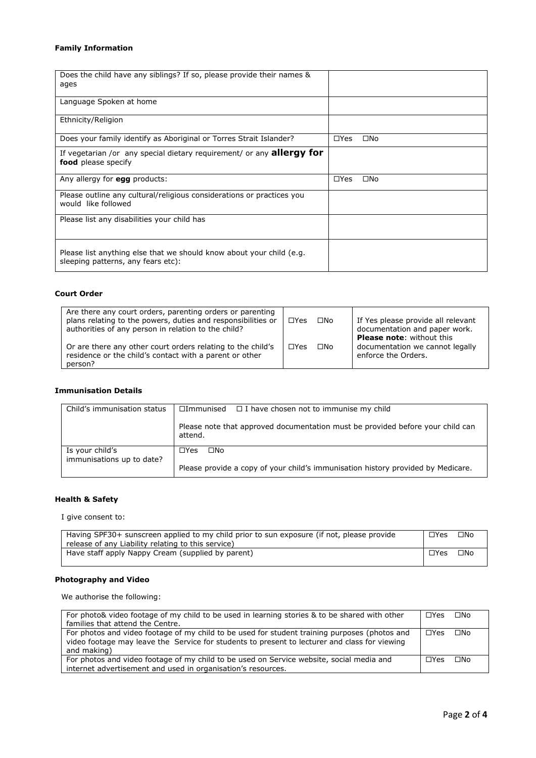**Family Information**

| Does the child have any siblings? If so, please provide their names & ages | |
|---|---|
| Language Spoken at home | |
| Ethnicity/Religion | |
| Does your family identify as Aboriginal or Torres Strait Islander? | ☐Yes ☐No |
| If vegetarian /or any special dietary requirement/ or any **allergy for food** please specify | |
| Any allergy for **egg** products: | ☐Yes ☐No |
| Please outline any cultural/religious considerations or practices you would like followed | |
| Please list any disabilities your child has | |
| Please list anything else that we should know about your child (e.g. sleeping patterns, any fears etc): | |

**Court Order**

| Are there any court orders, parenting orders or parenting plans relating to the powers, duties and responsibilities or authorities of any person in relation to the child? | ☐Yes ☐No | If Yes please provide all relevant documentation and paper work. **Please note**: without this documentation we cannot legally enforce the Orders. |
|---|---|---|
| Or are there any other court orders relating to the child's residence or the child's contact with a parent or other person? | ☐Yes ☐No | |

**Immunisation Details**

| Child's immunisation status | ☐Immunised ☐ I have chosen not to immunise my child<br><br>Please note that approved documentation must be provided before your child can attend. |
|---|---|
| Is your child's immunisations up to date? | ☐Yes ☐No<br><br>Please provide a copy of your child's immunisation history provided by Medicare. |

**Health & Safety**

I give consent to:

| Having SPF30+ sunscreen applied to my child prior to sun exposure (if not, please provide release of any Liability relating to this service) | ☐Yes ☐No |
|---|---|
| Have staff apply Nappy Cream (supplied by parent) | ☐Yes ☐No |

**Photography and Video**

We authorise the following:

| For photo& video footage of my child to be used in learning stories & to be shared with other families that attend the Centre. | ☐Yes ☐No |
|---|---|
| For photos and video footage of my child to be used for student training purposes (photos and video footage may leave the Service for students to present to lecturer and class for viewing and making) | ☐Yes ☐No |
| For photos and video footage of my child to be used on Service website, social media and internet advertisement and used in organisation's resources. | ☐Yes ☐No |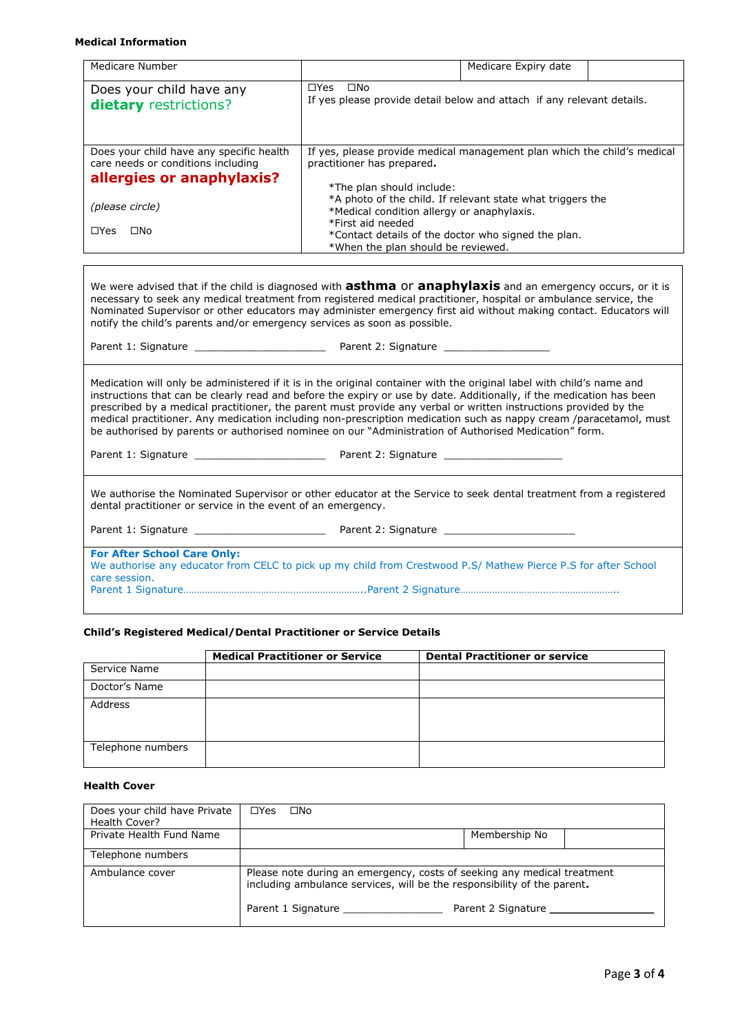### Medical Information

| Medicare Number | | Medicare Expiry date | |
|---|---|---|---|
| Does your child have any **dietary** restrictions? | ☐Yes ☐No<br>If yes please provide detail below and attach if any relevant details. | | |
| Does your child have any specific health care needs or conditions including **allergies or anaphylaxis?**<br><br>*(please circle)*<br><br>☐Yes ☐No | If yes, please provide medical management plan which the child's medical practitioner has prepared.<br><br>*The plan should include:<br>*A photo of the child. If relevant state what triggers the<br>*Medical condition allergy or anaphylaxis.<br>*First aid needed<br>*Contact details of the doctor who signed the plan.<br>*When the plan should be reviewed. | | |

We were advised that if the child is diagnosed with **asthma** or **anaphylaxis** and an emergency occurs, or it is necessary to seek any medical treatment from registered medical practitioner, hospital or ambulance service, the Nominated Supervisor or other educators may administer emergency first aid without making contact. Educators will notify the child's parents and/or emergency services as soon as possible.

Parent 1: Signature ______________________ Parent 2: Signature __________________

Medication will only be administered if it is in the original container with the original label with child's name and instructions that can be clearly read and before the expiry or use by date. Additionally, if the medication has been prescribed by a medical practitioner, the parent must provide any verbal or written instructions provided by the medical practitioner. Any medication including non-prescription medication such as nappy cream /paracetamol, must be authorised by parents or authorised nominee on our "Administration of Authorised Medication" form.

Parent 1: Signature ______________________ Parent 2: Signature ____________________

We authorise the Nominated Supervisor or other educator at the Service to seek dental treatment from a registered dental practitioner or service in the event of an emergency.

Parent 1: Signature ______________________ Parent 2: Signature ______________________

**For After School Care Only:**
We authorise any educator from CELC to pick up my child from Crestwood P.S/ Mathew Pierce P.S for after School care session.
Parent 1 Signature………………………………………………………..Parent 2 Signature……………………………………………..

### Child's Registered Medical/Dental Practitioner or Service Details

| | **Medical Practitioner or Service** | **Dental Practitioner or service** |
|---|---|---|
| Service Name | | |
| Doctor's Name | | |
| Address | | |
| Telephone numbers | | |

### Health Cover

| Does your child have Private Health Cover? | ☐Yes ☐No | | |
|---|---|---|---|
| Private Health Fund Name | | Membership No | |
| Telephone numbers | | | |
| Ambulance cover | Please note during an emergency, costs of seeking any medical treatment including ambulance services, will be the responsibility of the parent.<br><br>Parent 1 Signature _________________ Parent 2 Signature _________________ | | |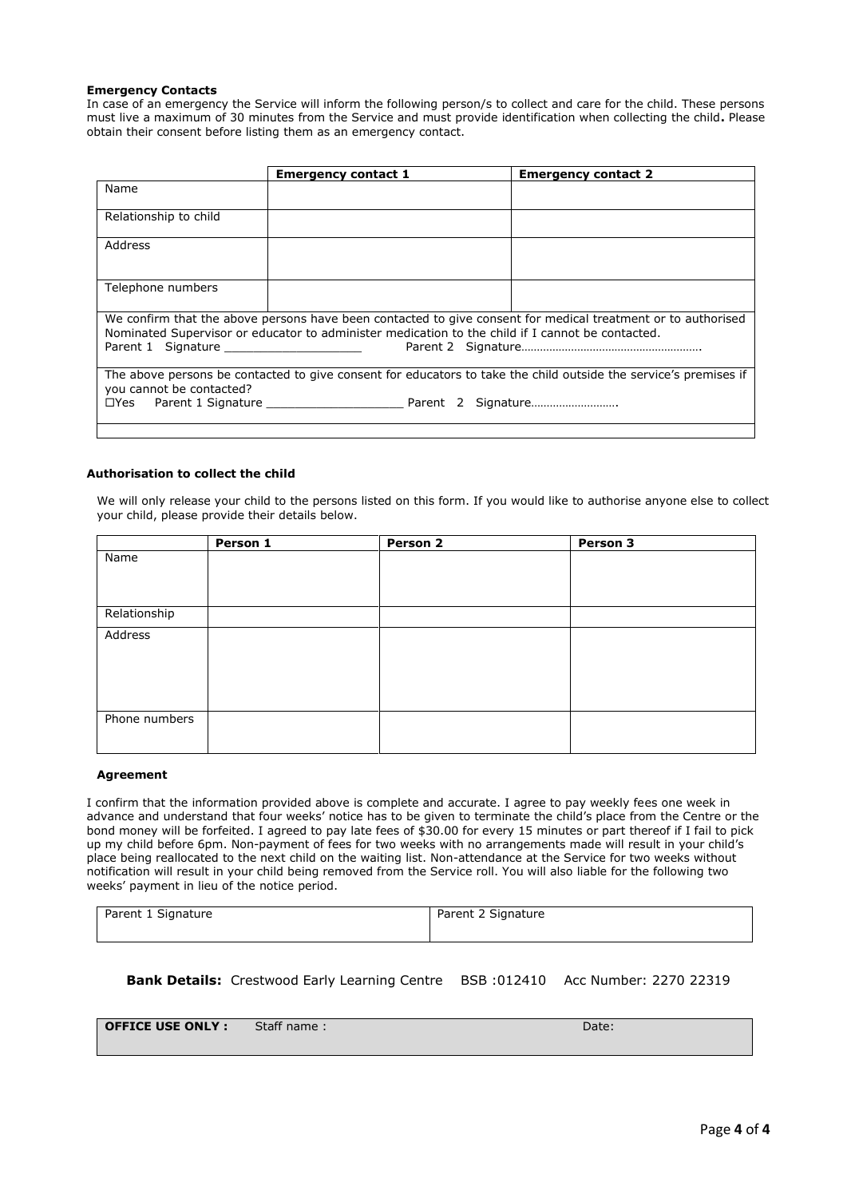**Emergency Contacts**

In case of an emergency the Service will inform the following person/s to collect and care for the child. These persons must live a maximum of 30 minutes from the Service and must provide identification when collecting the child**.** Please obtain their consent before listing them as an emergency contact.

| | **Emergency contact 1** | **Emergency contact 2** |
|---|---|---|
| Name | | |
| Relationship to child | | |
| Address | | |
| Telephone numbers | | |

We confirm that the above persons have been contacted to give consent for medical treatment or to authorised Nominated Supervisor or educator to administer medication to the child if I cannot be contacted.

Parent 1 Signature ____________________ Parent 2 Signature……………………………………………….

The above persons be contacted to give consent for educators to take the child outside the service's premises if you cannot be contacted?

☐Yes Parent 1 Signature ____________________ Parent 2 Signature……………………….

**Authorisation to collect the child**

We will only release your child to the persons listed on this form. If you would like to authorise anyone else to collect your child, please provide their details below.

| | **Person 1** | **Person 2** | **Person 3** |
|---|---|---|---|
| Name | | | |
| Relationship | | | |
| Address | | | |
| Phone numbers | | | |

**Agreement**

I confirm that the information provided above is complete and accurate. I agree to pay weekly fees one week in advance and understand that four weeks' notice has to be given to terminate the child's place from the Centre or the bond money will be forfeited. I agreed to pay late fees of $30.00 for every 15 minutes or part thereof if I fail to pick up my child before 6pm. Non-payment of fees for two weeks with no arrangements made will result in your child's place being reallocated to the next child on the waiting list. Non-attendance at the Service for two weeks without notification will result in your child being removed from the Service roll. You will also liable for the following two weeks' payment in lieu of the notice period.

| Parent 1 Signature | Parent 2 Signature |
|---|---|
| | |

**Bank Details:** Crestwood Early Learning Centre BSB :012410 Acc Number: 2270 22319

| **OFFICE USE ONLY :** | Staff name : | Date: |
|---|---|---|